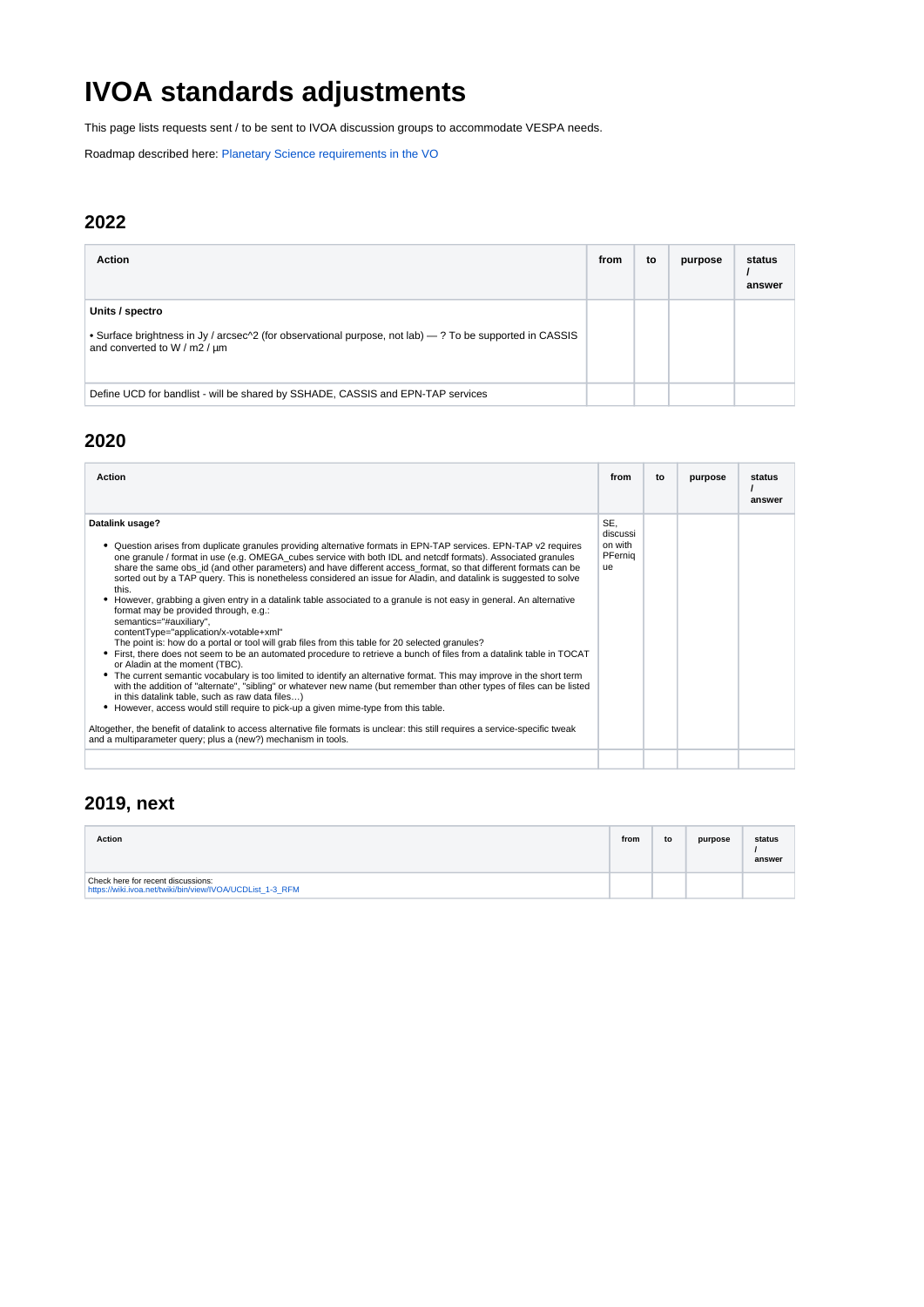# IVOA standards adjustments

This page lists requests sent / to be sent to IVOA discussion groups to accommodate VESPA needs.

Roadmap described here: Planetary Science requirements in the VO

## 2022

| Action | from | to | purpose | status / answer |
|---|---|---|---|---|
| **Units / spectro**<br><br>• Surface brightness in Jy / arcsec^2 (for observational purpose, not lab) — ? To be supported in CASSIS and converted to W / m2 / µm | | | | |
| Define UCD for bandlist - will be shared by SSHADE, CASSIS and EPN-TAP services | | | | |

## 2020

| Action | from | to | purpose | status / answer |
|---|---|---|---|---|
| **Datalink usage?**<br><br>• Question arises from duplicate granules providing alternative formats in EPN-TAP services. EPN-TAP v2 requires one granule / format in use (e.g. OMEGA_cubes service with both IDL and netcdf formats). Associated granules share the same obs_id (and other parameters) and have different access_format, so that different formats can be sorted out by a TAP query. This is nonetheless considered an issue for Aladin, and datalink is suggested to solve this.<br>• However, grabbing a given entry in a datalink table associated to a granule is not easy in general. An alternative format may be provided through, e.g.:<br>semantics="#auxiliary",<br>contentType="application/x-votable+xml"<br>The point is: how do a portal or tool will grab files from this table for 20 selected granules?<br>• First, there does not seem to be an automated procedure to retrieve a bunch of files from a datalink table in TOCAT or Aladin at the moment (TBC).<br>• The current semantic vocabulary is too limited to identify an alternative format. This may improve in the short term with the addition of "alternate", "sibling" or whatever new name (but remember than other types of files can be listed in this datalink table, such as raw data files…)<br>• However, access would still require to pick-up a given mime-type from this table.<br><br>Altogether, the benefit of datalink to access alternative file formats is unclear: this still requires a service-specific tweak and a multiparameter query; plus a (new?) mechanism in tools. | SE, discussion with PFernique | | | |
| | | | | |

## 2019, next

| Action | from | to | purpose | status / answer |
|---|---|---|---|---|
| Check here for recent discussions:<br>https://wiki.ivoa.net/twiki/bin/view/IVOA/UCDList_1-3_RFM | | | | |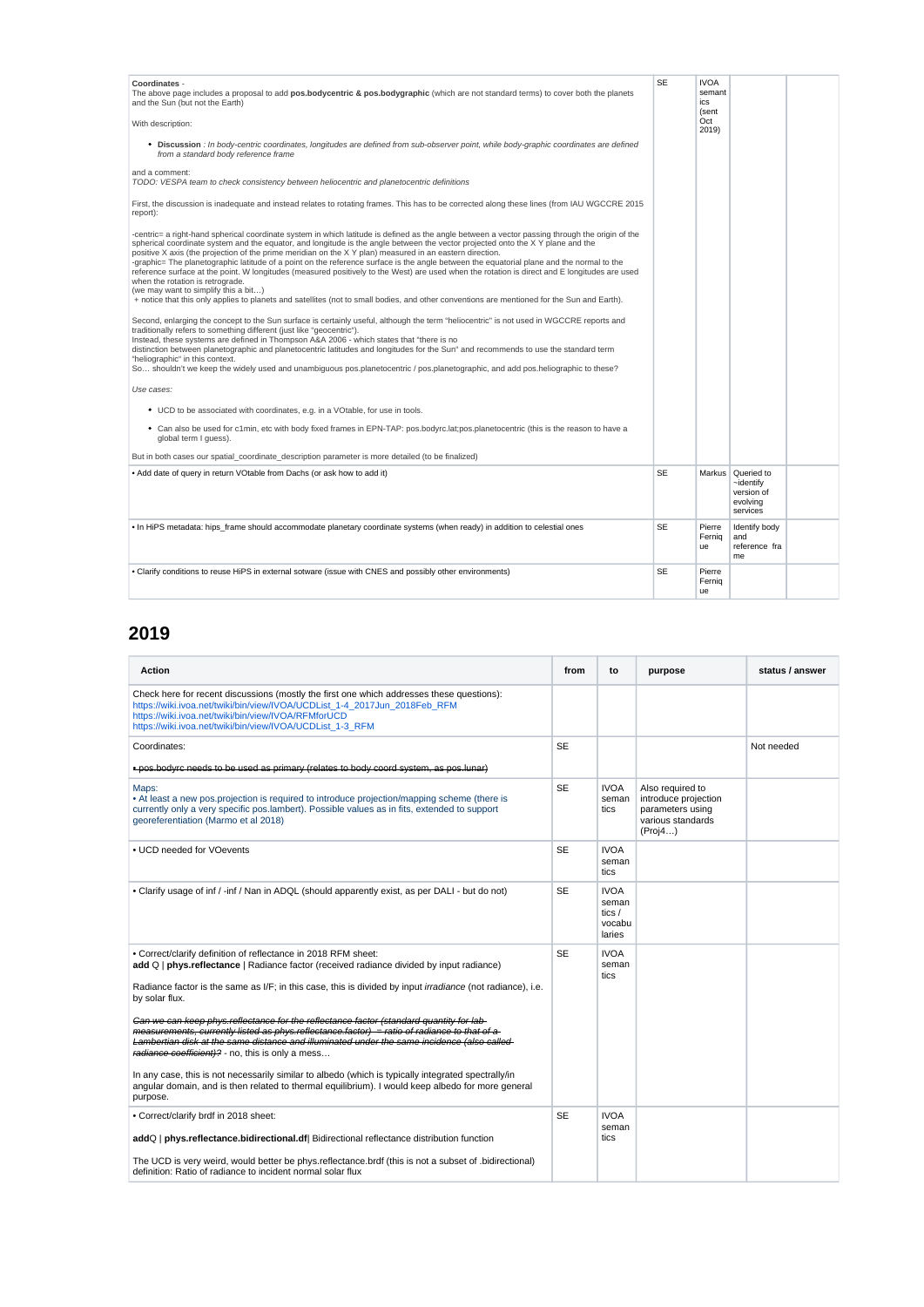| | | | | |
|---|---|---|---|---|
| **Coordinates** - The above page includes a proposal to add **pos.bodycentric & pos.bodygraphic** (which are not standard terms) to cover both the planets and the Sun (but not the Earth)<br><br>With description:<br><br>• **Discussion** : *In body-centric coordinates, longitudes are defined from sub-observer point, while body-graphic coordinates are defined from a standard body reference frame*<br><br>and a comment:<br>*TODO: VESPA team to check consistency between heliocentric and planetocentric definitions*<br><br>First, the discussion is inadequate and instead relates to rotating frames. This has to be corrected along these lines (from IAU WGCCRE 2015 report):<br><br>-centric= a right-hand spherical coordinate system in which latitude is defined as the angle between a vector passing through the origin of the spherical coordinate system and the equator, and longitude is the angle between the vector projected onto the X Y plane and the positive X axis (the projection of the prime meridian on the X Y plan) measured in an eastern direction.<br>-graphic= The planetographic latitude of a point on the reference surface is the angle between the equatorial plane and the normal to the reference surface at the point. W longitudes (measured positively to the West) are used when the rotation is direct and E longitudes are used when the rotation is retrograde.<br>(we may want to simplify this a bit…)<br>+ notice that this only applies to planets and satellites (not to small bodies, and other conventions are mentioned for the Sun and Earth).<br><br>Second, enlarging the concept to the Sun surface is certainly useful, although the term "heliocentric" is not used in WGCCRE reports and traditionally refers to something different (just like "geocentric").<br>Instead, these systems are defined in Thompson A&A 2006 - which states that "there is no distinction between planetographic and planetocentric latitudes and longitudes for the Sun" and recommends to use the standard term "heliographic" in this context.<br>So… shouldn't we keep the widely used and unambiguous pos.planetocentric / pos.planetographic, and add pos.heliographic to these?<br><br>*Use cases:*<br><br>• UCD to be associated with coordinates, e.g. in a VOtable, for use in tools.<br><br>• Can also be used for c1min, etc with body fixed frames in EPN-TAP: pos.bodyrc.lat;pos.planetocentric (this is the reason to have a global term I guess).<br><br>But in both cases our spatial_coordinate_description parameter is more detailed (to be finalized) | SE | IVOA semantics (sent Oct 2019) | | |
| • Add date of query in return VOtable from Dachs (or ask how to add it) | SE | Markus | Queried to ~identify version of evolving services | |
| • In HiPS metadata: hips_frame should accommodate planetary coordinate systems (when ready) in addition to celestial ones | SE | Pierre Fernique | Identify body and reference frame | |
| • Clarify conditions to reuse HiPS in external sotware (issue with CNES and possibly other environments) | SE | Pierre Fernique | | |

## 2019

| Action | from | to | purpose | status / answer |
|---|---|---|---|---|
| Check here for recent discussions (mostly the first one which addresses these questions):<br>https://wiki.ivoa.net/twiki/bin/view/IVOA/UCDList_1-4_2017Jun_2018Feb_RFM<br>https://wiki.ivoa.net/twiki/bin/view/IVOA/RFMforUCD<br>https://wiki.ivoa.net/twiki/bin/view/IVOA/UCDList_1-3_RFM | | | | |
| Coordinates:<br><br>~~• pos.bodyrc needs to be used as primary (relates to body coord system, as pos.lunar)~~ | SE | | | Not needed |
| Maps:<br>• At least a new pos.projection is required to introduce projection/mapping scheme (there is currently only a very specific pos.lambert). Possible values as in fits, extended to support georeferentiation (Marmo et al 2018) | SE | IVOA semantics | Also required to introduce projection parameters using various standards (Proj4…) | |
| • UCD needed for VOevents | SE | IVOA semantics | | |
| • Clarify usage of inf / -inf / Nan in ADQL (should apparently exist, as per DALI - but do not) | SE | IVOA semantics / vocabularies | | |
| • Correct/clarify definition of reflectance in 2018 RFM sheet:<br>**add** Q \| **phys.reflectance** \| Radiance factor (received radiance divided by input radiance)<br><br>Radiance factor is the same as I/F; in this case, this is divided by input *irradiance* (not radiance), i.e. by solar flux.<br><br>~~*Can we can keep phys.reflectance for the reflectance factor (standard quantity for lab measurements, currently listed as phys.reflectance.factor) = ratio of radiance to that of a Lambertian disk at the same distance and illuminated under the same incidence (also called radiance coefficient)?*~~ - no, this is only a mess…<br><br>In any case, this is not necessarily similar to albedo (which is typically integrated spectrally/in angular domain, and is then related to thermal equilibrium). I would keep albedo for more general purpose. | SE | IVOA semantics | | |
| • Correct/clarify brdf in 2018 sheet:<br><br>**add**Q \| **phys.reflectance.bidirectional.df**\| Bidirectional reflectance distribution function<br><br>The UCD is very weird, would better be phys.reflectance.brdf (this is not a subset of .bidirectional)<br>definition: Ratio of radiance to incident normal solar flux | SE | IVOA semantics | | |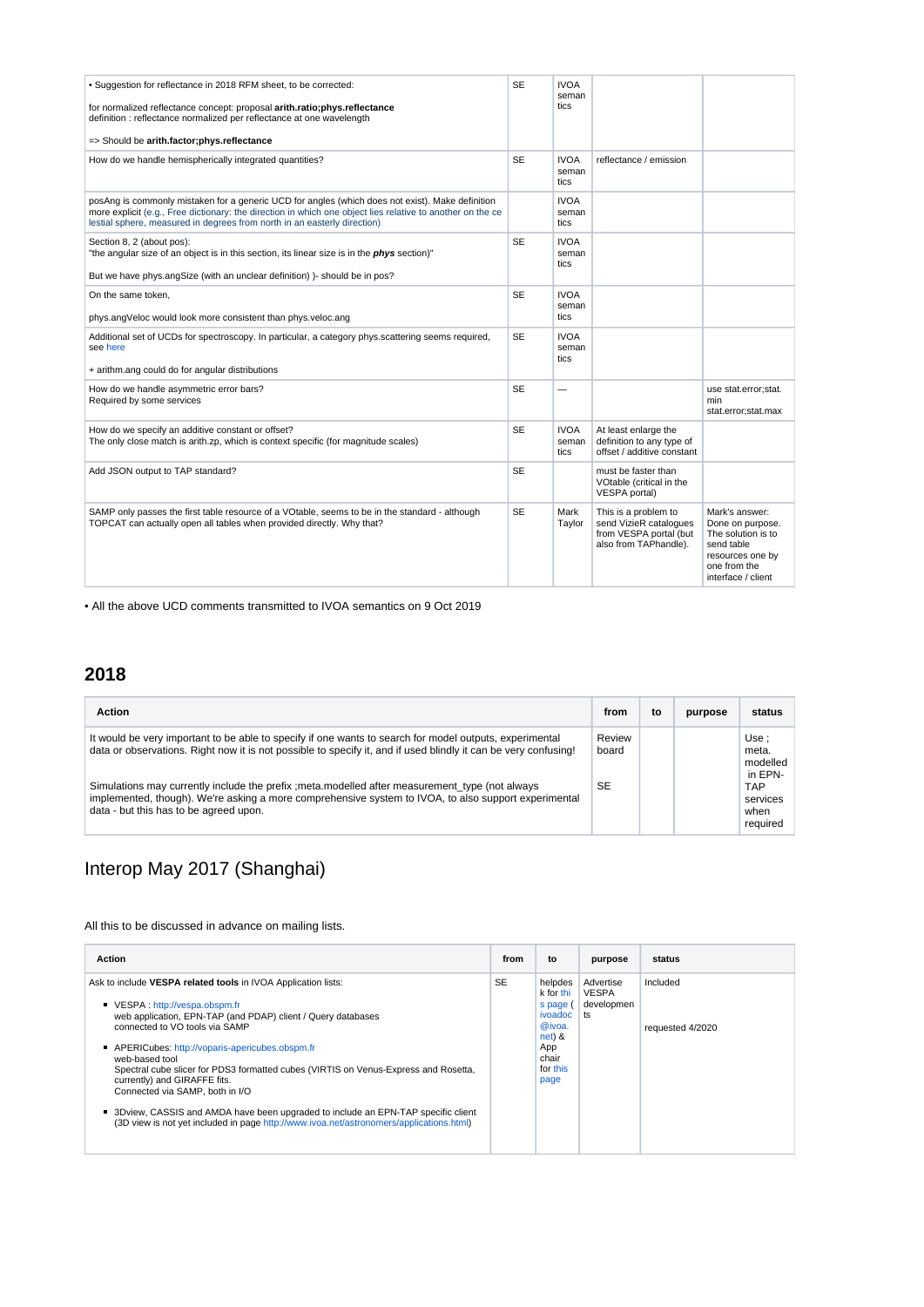| | | | | |
|---|---|---|---|---|
| • Suggestion for reflectance in 2018 RFM sheet, to be corrected:<br><br>for normalized reflectance concept: proposal **arith.ratio;phys.reflectance** definition : reflectance normalized per reflectance at one wavelength<br><br>=> Should be **arith.factor;phys.reflectance** | SE | IVOA semantics | | |
| How do we handle hemispherically integrated quantities? | SE | IVOA semantics | reflectance / emission | |
| posAng is commonly mistaken for a generic UCD for angles (which does not exist). Make definition more explicit (e.g., Free dictionary: the direction in which one object lies relative to another on the celestial sphere, measured in degrees from north in an easterly direction) | | IVOA semantics | | |
| Section 8, 2 (about pos):<br>"the angular size of an object is in this section, its linear size is in the ***phys*** section)"<br><br>But we have phys.angSize (with an unclear definition) )- should be in pos? | SE | IVOA semantics | | |
| On the same token,<br><br>phys.angVeloc would look more consistent than phys.veloc.ang | SE | IVOA semantics | | |
| Additional set of UCDs for spectroscopy. In particular, a category phys.scattering seems required, see here<br><br>+ arithm.ang could do for angular distributions | SE | IVOA semantics | | |
| How do we handle asymmetric error bars?<br>Required by some services | SE | — | | use stat.error;stat.min stat.error;stat.max |
| How do we specify an additive constant or offset?<br>The only close match is arith.zp, which is context specific (for magnitude scales) | SE | IVOA semantics | At least enlarge the definition to any type of offset / additive constant | |
| Add JSON output to TAP standard? | SE | | must be faster than VOtable (critical in the VESPA portal) | |
| SAMP only passes the first table resource of a VOtable, seems to be in the standard - although TOPCAT can actually open all tables when provided directly. Why that? | SE | Mark Taylor | This is a problem to send VizieR catalogues from VESPA portal (but also from TAPhandle). | Mark's answer: Done on purpose. The solution is to send table resources one by one from the interface / client |

• All the above UCD comments transmitted to IVOA semantics on 9 Oct 2019

## 2018

| Action | from | to | purpose | status |
|---|---|---|---|---|
| It would be very important to be able to specify if one wants to search for model outputs, experimental data or observations. Right now it is not possible to specify it, and if used blindly it can be very confusing!<br><br>Simulations may currently include the prefix ;meta.modelled after measurement_type (not always implemented, though). We're asking a more comprehensive system to IVOA, to also support experimental data - but this has to be agreed upon. | Review board<br><br>SE | | | Use ; meta.modelled in EPN-TAP services when required |

# Interop May 2017 (Shanghai)

All this to be discussed in advance on mailing lists.

| Action | from | to | purpose | status |
|---|---|---|---|---|
| Ask to include **VESPA related tools** in IVOA Application lists:<br><br>▪ VESPA : http://vespa.obspm.fr<br>web application, EPN-TAP (and PDAP) client / Query databases connected to VO tools via SAMP<br><br>▪ APERICubes: http://voparis-apericubes.obspm.fr<br>web-based tool<br>Spectral cube slicer for PDS3 formatted cubes (VIRTIS on Venus-Express and Rosetta, currently) and GIRAFFE fits.<br>Connected via SAMP, both in I/O<br><br>▪ 3Dview, CASSIS and AMDA have been upgraded to include an EPN-TAP specific client (3D view is not yet included in page http://www.ivoa.net/astronomers/applications.html) | SE | helpdesk for this page (ivoadoc@ivoa.net) & App chair for this page | Advertise VESPA developments | Included<br><br>requested 4/2020 |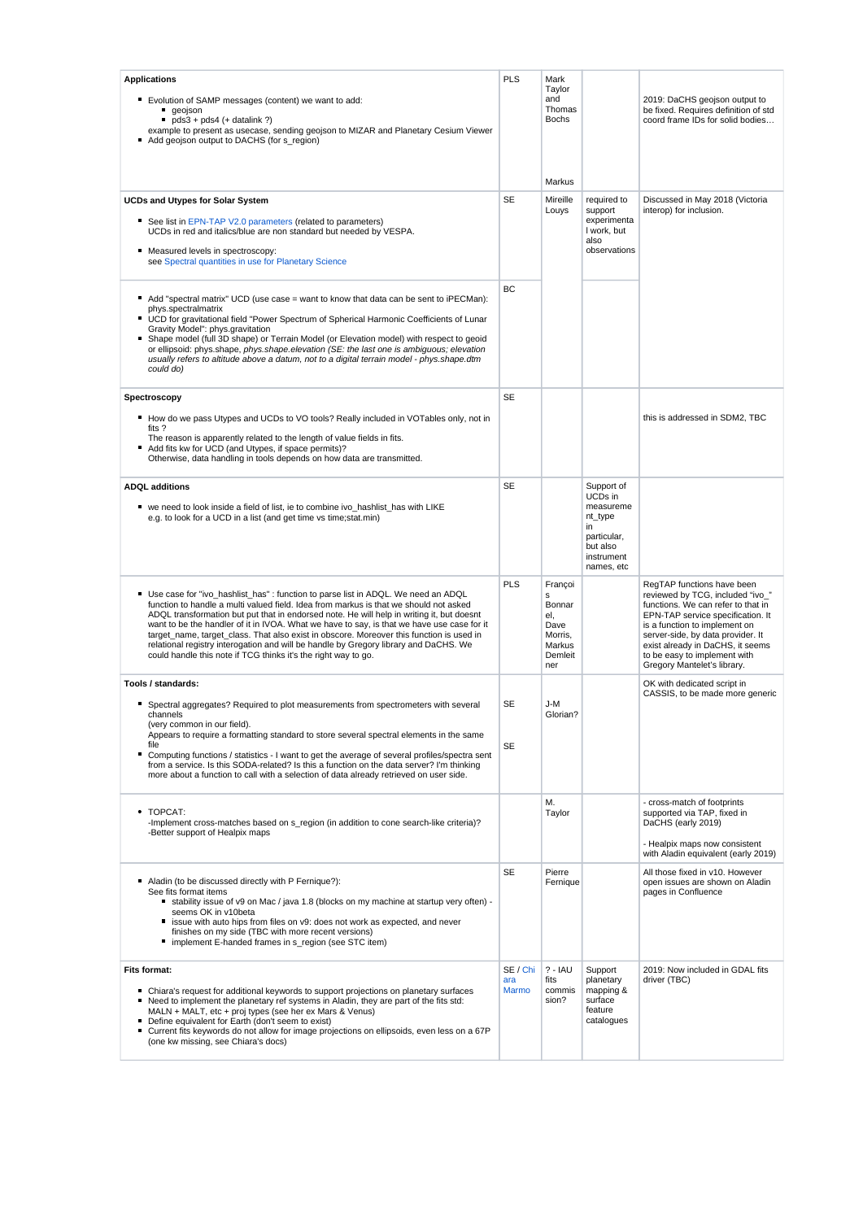| | | | | |
|---|---|---|---|---|
| **Applications**<br><br>- Evolution of SAMP messages (content) we want to add:<br>  - geojson<br>  - pds3 + pds4 (+ datalink ?)<br>example to present as usecase, sending geojson to MIZAR and Planetary Cesium Viewer<br>- Add geojson output to DACHS (for s_region) | PLS | Mark Taylor and Thomas Bochs<br><br>Markus | | 2019: DaCHS geojson output to be fixed. Requires definition of std coord frame IDs for solid bodies… |
| **UCDs and Utypes for Solar System**<br><br>- See list in EPN-TAP V2.0 parameters (related to parameters)<br>UCDs in red and italics/blue are non standard but needed by VESPA.<br>- Measured levels in spectroscopy:<br>see Spectral quantities in use for Planetary Science | SE | Mireille Louys | required to support experimental work, but also observations | Discussed in May 2018 (Victoria interop) for inclusion. |
| - Add "spectral matrix" UCD (use case = want to know that data can be sent to iPECMan): phys.spectralmatrix<br>- UCD for gravitational field "Power Spectrum of Spherical Harmonic Coefficients of Lunar Gravity Model": phys.gravitation<br>- Shape model (full 3D shape) or Terrain Model (or Elevation model) with respect to geoid or ellipsoid: phys.shape, *phys.shape.elevation (SE: the last one is ambiguous; elevation usually refers to altitude above a datum, not to a digital terrain model - phys.shape.dtm could do)* | BC | | | |
| **Spectroscopy**<br><br>- How do we pass Utypes and UCDs to VO tools? Really included in VOTables only, not in fits ?<br>The reason is apparently related to the length of value fields in fits.<br>- Add fits kw for UCD (and Utypes, if space permits)?<br>Otherwise, data handling in tools depends on how data are transmitted. | SE | | | this is addressed in SDM2, TBC |
| **ADQL additions**<br><br>- we need to look inside a field of list, ie to combine ivo_hashlist_has with LIKE<br>e.g. to look for a UCD in a list (and get time vs time;stat.min) | SE | | Support of UCDs in measurement_type in particular, but also instrument names, etc | |
| - Use case for "ivo_hashlist_has" : function to parse list in ADQL. We need an ADQL function to handle a multi valued field. Idea from markus is that we should not asked ADQL transformation but put that in endorsed note. He will help in writing it, but doesnt want to be the handler of it in IVOA. What we have to say, is that we have use case for it target_name, target_class. That also exist in obscore. Moreover this function is used in relational registry interogation and will be handle by Gregory library and DaCHS. We could handle this note if TCG thinks it's the right way to go. | PLS | François Bonnarel, Dave Morris, Markus Demleitner | | RegTAP functions have been reviewed by TCG, included "ivo_" functions. We can refer to that in EPN-TAP service specification. It is a function to implement on server-side, by data provider. It exist already in DaCHS, it seems to be easy to implement with Gregory Mantelet's library. |
| **Tools / standards:**<br><br>- Spectral aggregates? Required to plot measurements from spectrometers with several channels<br>(very common in our field).<br>Appears to require a formatting standard to store several spectral elements in the same file<br>- Computing functions / statistics - I want to get the average of several profiles/spectra sent from a service. Is this SODA-related? Is this a function on the data server? I'm thinking more about a function to call with a selection of data already retrieved on user side. | SE<br><br>SE | J-M Glorian? | | OK with dedicated script in CASSIS, to be made more generic |
| - TOPCAT:<br>-Implement cross-matches based on s_region (in addition to cone search-like criteria)?<br>-Better support of Healpix maps | | M. Taylor | | - cross-match of footprints supported via TAP, fixed in DaCHS (early 2019)<br><br>- Healpix maps now consistent with Aladin equivalent (early 2019) |
| - Aladin (to be discussed directly with P Fernique?):<br>See fits format items<br>  - stability issue of v9 on Mac / java 1.8 (blocks on my machine at startup very often) - seems OK in v10beta<br>  - issue with auto hips from files on v9: does not work as expected, and never finishes on my side (TBC with more recent versions)<br>  - implement E-handed frames in s_region (see STC item) | SE | Pierre Fernique | | All those fixed in v10. However open issues are shown on Aladin pages in Confluence |
| **Fits format:**<br><br>- Chiara's request for additional keywords to support projections on planetary surfaces<br>- Need to implement the planetary ref systems in Aladin, they are part of the fits std: MALN + MALT, etc + proj types (see her ex Mars & Venus)<br>- Define equivalent for Earth (don't seem to exist)<br>- Current fits keywords do not allow for image projections on ellipsoids, even less on a 67P (one kw missing, see Chiara's docs) | SE / Chiara Marmo | ? - IAU fits commission? | Support planetary mapping & surface feature catalogues | 2019: Now included in GDAL fits driver (TBC) |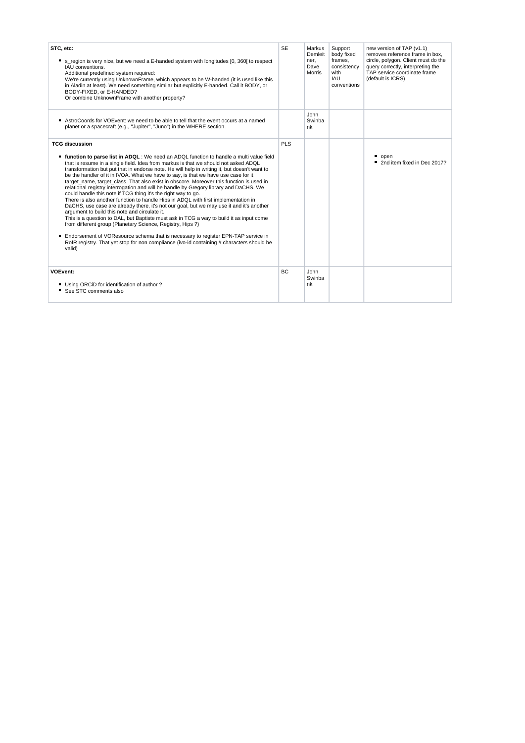| | | | | |
|---|---|---|---|---|
| **STC, etc:**<br><br>- s_region is very nice, but we need a E-handed system with longitudes [0, 360[ to respect IAU conventions.<br>Additional predefined system required:<br>We're currently using UnknownFrame, which appears to be W-handed (it is used like this in Aladin at least). We need something similar but explicitly E-handed. Call it BODY, or BODY-FIXED, or E-HANDED?<br>Or combine UnknownFrame with another property? | SE | Markus Demleitner, Dave Morris | Support body fixed frames, consistency with IAU conventions | new version of TAP (v1.1) removes reference frame in box, circle, polygon. Client must do the query correctly, interpreting the TAP service coordinate frame (default is ICRS) |
| - AstroCoords for VOEvent: we need to be able to tell that the event occurs at a named planet or a spacecraft (e.g., "Jupiter", "Juno") in the WHERE section. | | John Swinbank | | |
| **TCG discussion**<br><br>- **function to parse list in ADQL** : We need an ADQL function to handle a multi value field that is resume in a single field. Idea from markus is that we should not asked ADQL transformation but put that in endorse note. He will help in writing it, but doesn't want to be the handler of it in IVOA. What we have to say, is that we have use case for it target_name, target_class. That also exist in obscore. Moreover this function is used in relational registry interrogation and will be handle by Gregory library and DaCHS. We could handle this note if TCG thing it's the right way to go.<br>There is also another function to handle Hips in ADQL with first implementation in DaCHS, use case are already there, it's not our goal, but we may use it and it's another argument to build this note and circulate it.<br>This is a question to DAL, but Baptiste must ask in TCG a way to build it as input come from different group (Planetary Science, Registry, Hips ?)<br>- Endorsement of VOResource schema that is necessary to register EPN-TAP service in RofR registry. That yet stop for non compliance (ivo-id containing # characters should be valid) | PLS | | | - open<br>- 2nd item fixed in Dec 2017? |
| **VOEvent:**<br><br>- Using ORCiD for identification of author ?<br>- See STC comments also | BC | John Swinbank | | |